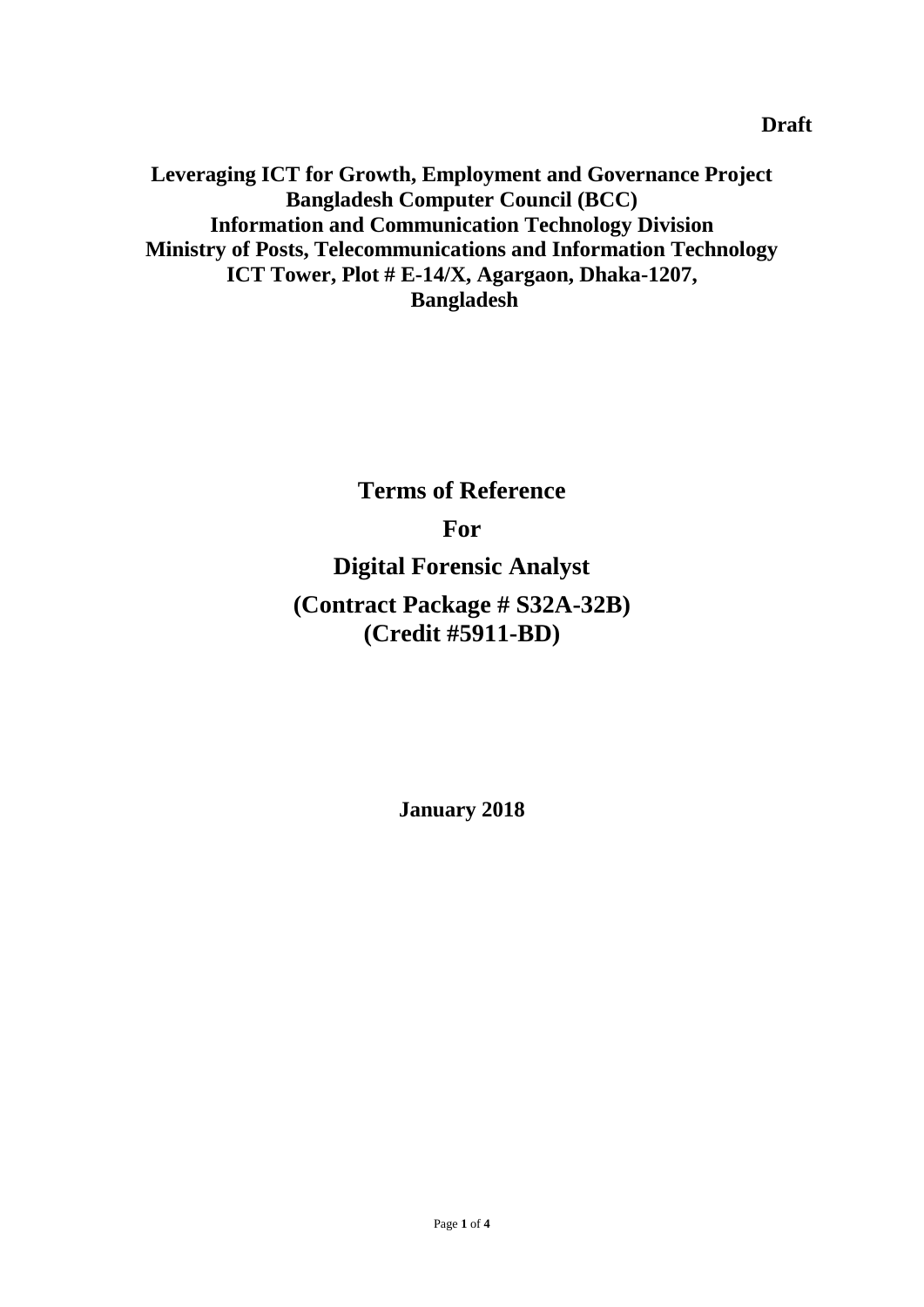**Draft**

**Leveraging ICT for Growth, Employment and Governance Project**
**Bangladesh Computer Council (BCC)**
**Information and Communication Technology Division**
**Ministry of Posts, Telecommunications and Information Technology**
**ICT Tower, Plot # E-14/X, Agargaon, Dhaka-1207,**
**Bangladesh**

# Terms of Reference

# For

# Digital Forensic Analyst

# (Contract Package # S32A-32B)
# (Credit #5911-BD)

**January 2018**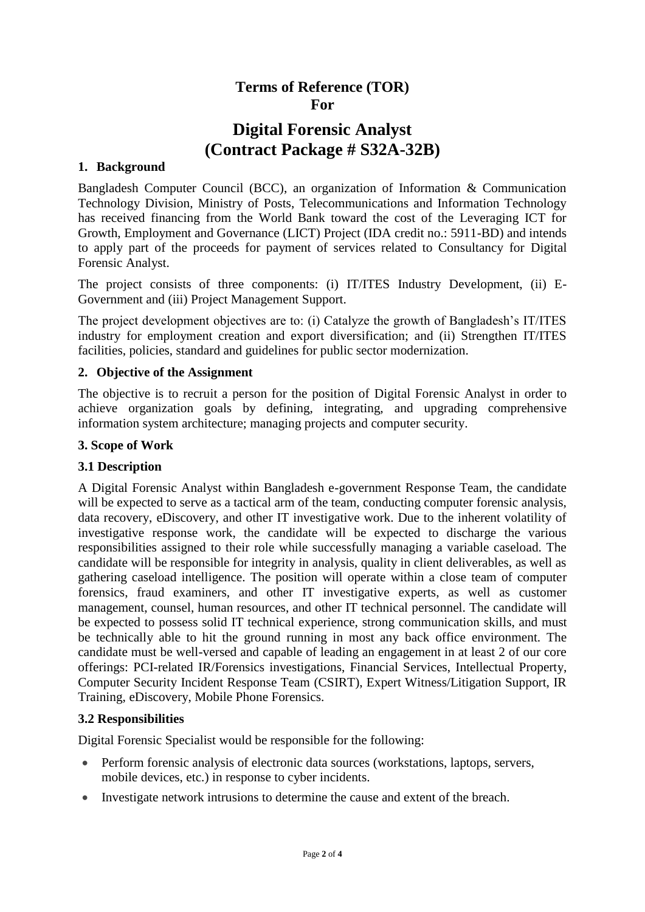# Terms of Reference (TOR)
# For

# Digital Forensic Analyst
# (Contract Package # S32A-32B)

## 1. Background

Bangladesh Computer Council (BCC), an organization of Information & Communication Technology Division, Ministry of Posts, Telecommunications and Information Technology has received financing from the World Bank toward the cost of the Leveraging ICT for Growth, Employment and Governance (LICT) Project (IDA credit no.: 5911-BD) and intends to apply part of the proceeds for payment of services related to Consultancy for Digital Forensic Analyst.

The project consists of three components: (i) IT/ITES Industry Development, (ii) E-Government and (iii) Project Management Support.

The project development objectives are to: (i) Catalyze the growth of Bangladesh's IT/ITES industry for employment creation and export diversification; and (ii) Strengthen IT/ITES facilities, policies, standard and guidelines for public sector modernization.

## 2. Objective of the Assignment

The objective is to recruit a person for the position of Digital Forensic Analyst in order to achieve organization goals by defining, integrating, and upgrading comprehensive information system architecture; managing projects and computer security.

## 3. Scope of Work

### 3.1 Description

A Digital Forensic Analyst within Bangladesh e-government Response Team, the candidate will be expected to serve as a tactical arm of the team, conducting computer forensic analysis, data recovery, eDiscovery, and other IT investigative work. Due to the inherent volatility of investigative response work, the candidate will be expected to discharge the various responsibilities assigned to their role while successfully managing a variable caseload. The candidate will be responsible for integrity in analysis, quality in client deliverables, as well as gathering caseload intelligence. The position will operate within a close team of computer forensics, fraud examiners, and other IT investigative experts, as well as customer management, counsel, human resources, and other IT technical personnel. The candidate will be expected to possess solid IT technical experience, strong communication skills, and must be technically able to hit the ground running in most any back office environment. The candidate must be well-versed and capable of leading an engagement in at least 2 of our core offerings: PCI-related IR/Forensics investigations, Financial Services, Intellectual Property, Computer Security Incident Response Team (CSIRT), Expert Witness/Litigation Support, IR Training, eDiscovery, Mobile Phone Forensics.

### 3.2 Responsibilities

Digital Forensic Specialist would be responsible for the following:

- Perform forensic analysis of electronic data sources (workstations, laptops, servers, mobile devices, etc.) in response to cyber incidents.
- Investigate network intrusions to determine the cause and extent of the breach.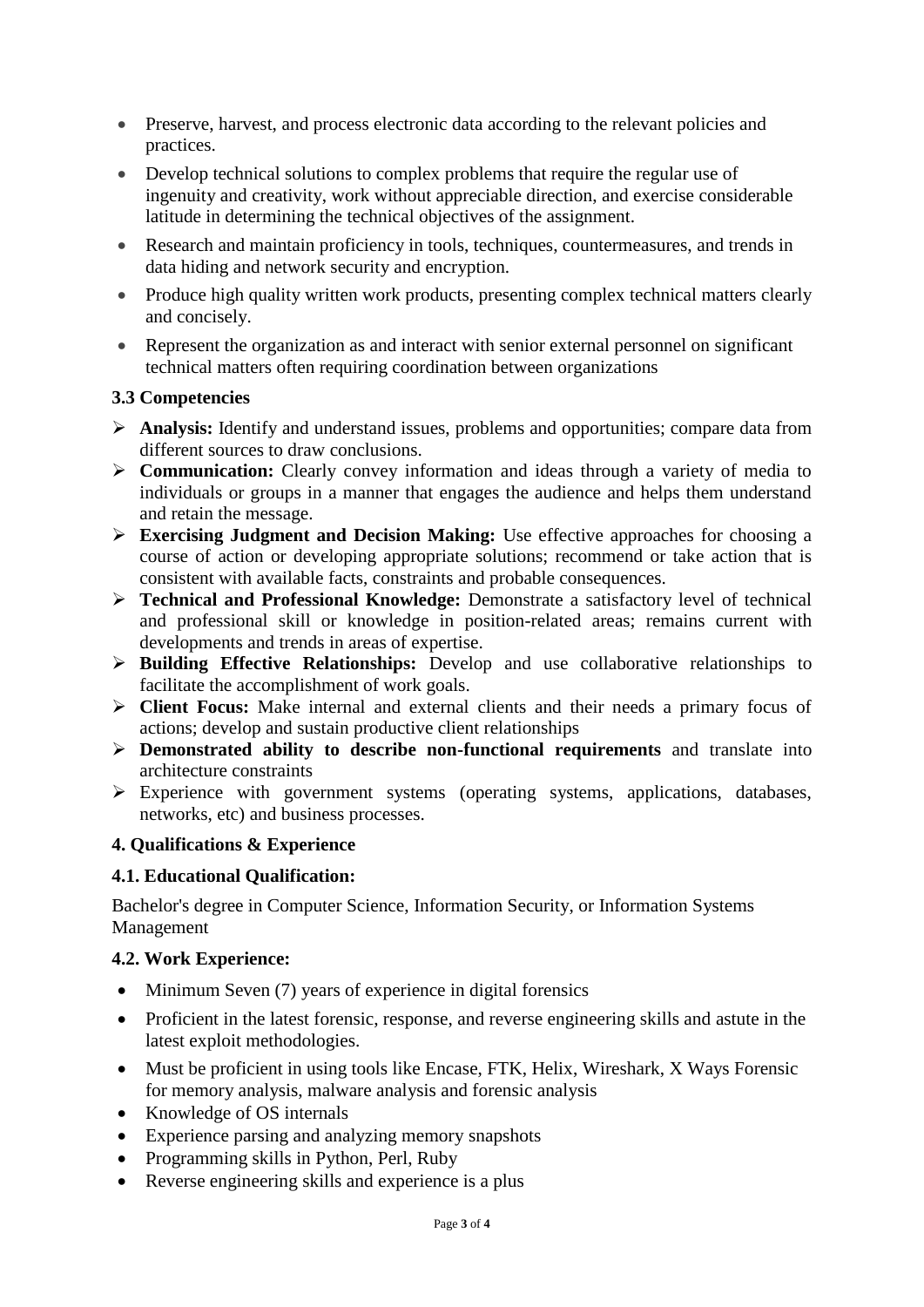- Preserve, harvest, and process electronic data according to the relevant policies and practices.
- Develop technical solutions to complex problems that require the regular use of ingenuity and creativity, work without appreciable direction, and exercise considerable latitude in determining the technical objectives of the assignment.
- Research and maintain proficiency in tools, techniques, countermeasures, and trends in data hiding and network security and encryption.
- Produce high quality written work products, presenting complex technical matters clearly and concisely.
- Represent the organization as and interact with senior external personnel on significant technical matters often requiring coordination between organizations

### 3.3 Competencies

- **Analysis:** Identify and understand issues, problems and opportunities; compare data from different sources to draw conclusions.
- **Communication:** Clearly convey information and ideas through a variety of media to individuals or groups in a manner that engages the audience and helps them understand and retain the message.
- **Exercising Judgment and Decision Making:** Use effective approaches for choosing a course of action or developing appropriate solutions; recommend or take action that is consistent with available facts, constraints and probable consequences.
- **Technical and Professional Knowledge:** Demonstrate a satisfactory level of technical and professional skill or knowledge in position-related areas; remains current with developments and trends in areas of expertise.
- **Building Effective Relationships:** Develop and use collaborative relationships to facilitate the accomplishment of work goals.
- **Client Focus:** Make internal and external clients and their needs a primary focus of actions; develop and sustain productive client relationships
- **Demonstrated ability to describe non-functional requirements** and translate into architecture constraints
- Experience with government systems (operating systems, applications, databases, networks, etc) and business processes.

## 4. Qualifications & Experience

### 4.1. Educational Qualification:

Bachelor's degree in Computer Science, Information Security, or Information Systems Management

### 4.2. Work Experience:

- Minimum Seven (7) years of experience in digital forensics
- Proficient in the latest forensic, response, and reverse engineering skills and astute in the latest exploit methodologies.
- Must be proficient in using tools like Encase, FTK, Helix, Wireshark, X Ways Forensic for memory analysis, malware analysis and forensic analysis
- Knowledge of OS internals
- Experience parsing and analyzing memory snapshots
- Programming skills in Python, Perl, Ruby
- Reverse engineering skills and experience is a plus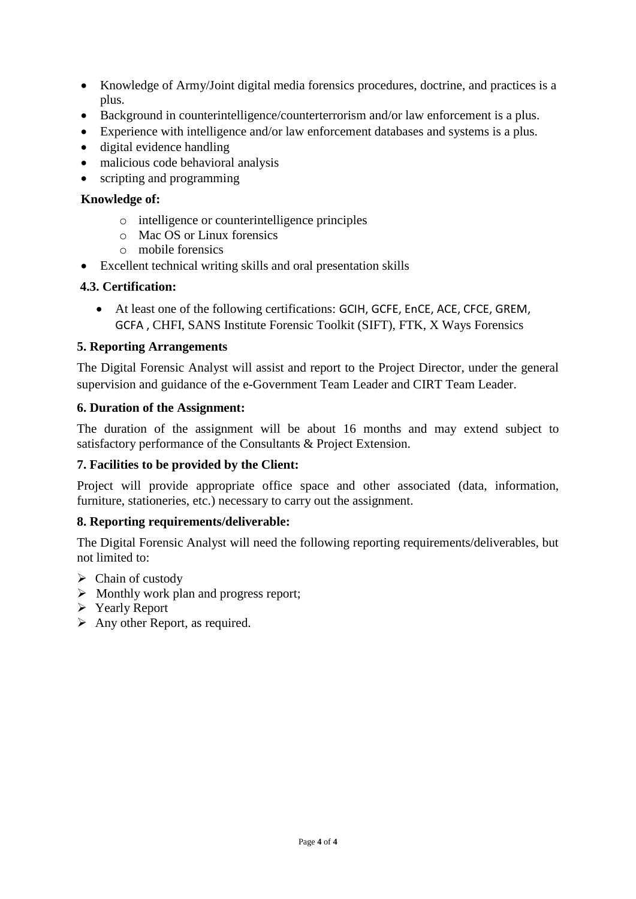- Knowledge of Army/Joint digital media forensics procedures, doctrine, and practices is a plus.
- Background in counterintelligence/counterterrorism and/or law enforcement is a plus.
- Experience with intelligence and/or law enforcement databases and systems is a plus.
- digital evidence handling
- malicious code behavioral analysis
- scripting and programming

**Knowledge of:**

  - intelligence or counterintelligence principles
  - Mac OS or Linux forensics
  - mobile forensics

- Excellent technical writing skills and oral presentation skills

**4.3. Certification:**

- At least one of the following certifications: GCIH, GCFE, EnCE, ACE, CFCE, GREM, GCFA , CHFI, SANS Institute Forensic Toolkit (SIFT), FTK, X Ways Forensics

**5. Reporting Arrangements**

The Digital Forensic Analyst will assist and report to the Project Director, under the general supervision and guidance of the e-Government Team Leader and CIRT Team Leader.

**6. Duration of the Assignment:**

The duration of the assignment will be about 16 months and may extend subject to satisfactory performance of the Consultants & Project Extension.

**7. Facilities to be provided by the Client:**

Project will provide appropriate office space and other associated (data, information, furniture, stationeries, etc.) necessary to carry out the assignment.

**8. Reporting requirements/deliverable:**

The Digital Forensic Analyst will need the following reporting requirements/deliverables, but not limited to:

- Chain of custody
- Monthly work plan and progress report;
- Yearly Report
- Any other Report, as required.